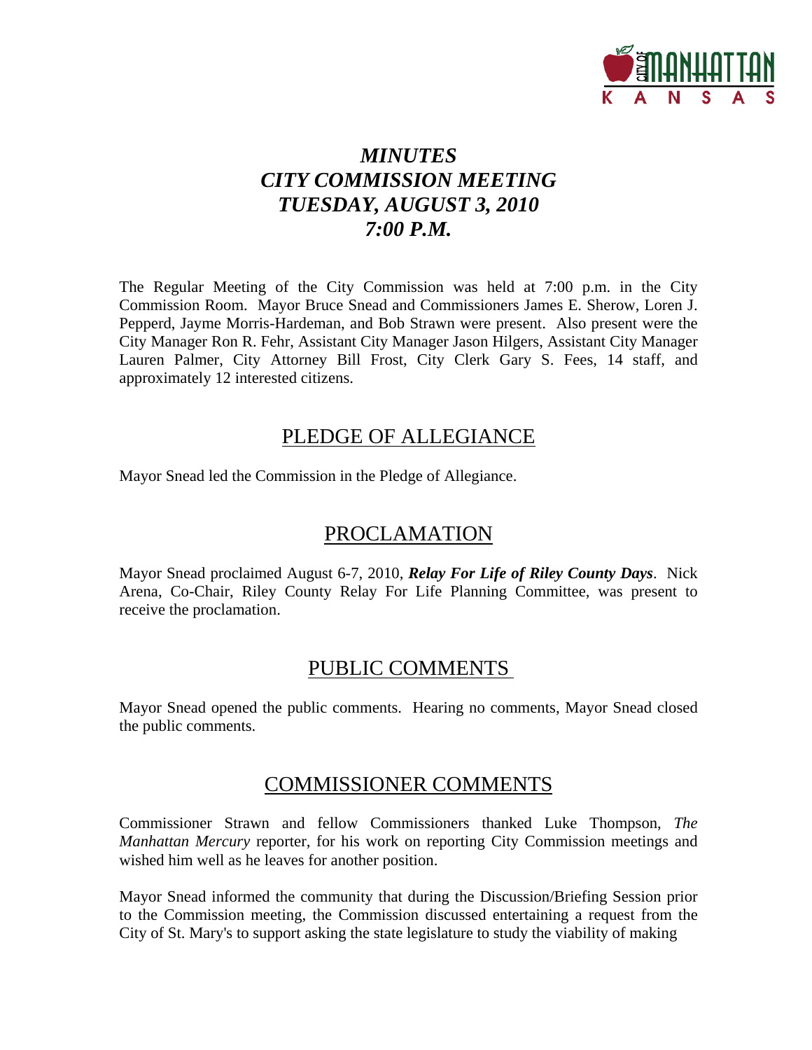# *MINUTES*
# *CITY COMMISSION MEETING*
# *TUESDAY, AUGUST 3, 2010*
# *7:00 P.M.*

The Regular Meeting of the City Commission was held at 7:00 p.m. in the City Commission Room. Mayor Bruce Snead and Commissioners James E. Sherow, Loren J. Pepperd, Jayme Morris-Hardeman, and Bob Strawn were present. Also present were the City Manager Ron R. Fehr, Assistant City Manager Jason Hilgers, Assistant City Manager Lauren Palmer, City Attorney Bill Frost, City Clerk Gary S. Fees, 14 staff, and approximately 12 interested citizens.

## PLEDGE OF ALLEGIANCE

Mayor Snead led the Commission in the Pledge of Allegiance.

## PROCLAMATION

Mayor Snead proclaimed August 6-7, 2010, ***Relay For Life of Riley County Days***. Nick Arena, Co-Chair, Riley County Relay For Life Planning Committee, was present to receive the proclamation.

## PUBLIC COMMENTS

Mayor Snead opened the public comments. Hearing no comments, Mayor Snead closed the public comments.

## COMMISSIONER COMMENTS

Commissioner Strawn and fellow Commissioners thanked Luke Thompson, *The Manhattan Mercury* reporter, for his work on reporting City Commission meetings and wished him well as he leaves for another position.

Mayor Snead informed the community that during the Discussion/Briefing Session prior to the Commission meeting, the Commission discussed entertaining a request from the City of St. Mary's to support asking the state legislature to study the viability of making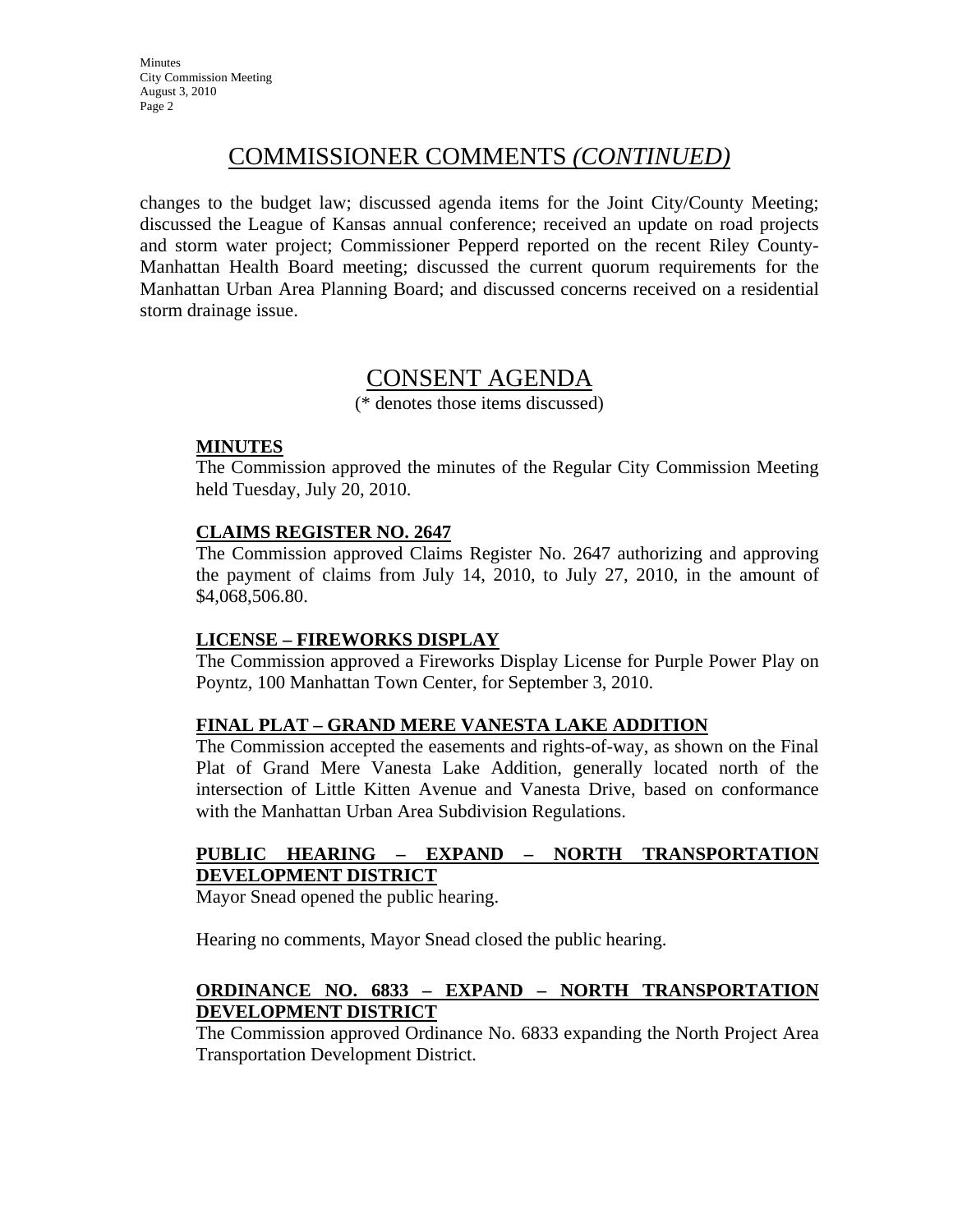## COMMISSIONER COMMENTS *(CONTINUED)*

changes to the budget law; discussed agenda items for the Joint City/County Meeting; discussed the League of Kansas annual conference; received an update on road projects and storm water project; Commissioner Pepperd reported on the recent Riley County-Manhattan Health Board meeting; discussed the current quorum requirements for the Manhattan Urban Area Planning Board; and discussed concerns received on a residential storm drainage issue.

## CONSENT AGENDA

(* denotes those items discussed)

**MINUTES**

The Commission approved the minutes of the Regular City Commission Meeting held Tuesday, July 20, 2010.

**CLAIMS REGISTER NO. 2647**

The Commission approved Claims Register No. 2647 authorizing and approving the payment of claims from July 14, 2010, to July 27, 2010, in the amount of $4,068,506.80.

**LICENSE – FIREWORKS DISPLAY**

The Commission approved a Fireworks Display License for Purple Power Play on Poyntz, 100 Manhattan Town Center, for September 3, 2010.

**FINAL PLAT – GRAND MERE VANESTA LAKE ADDITION**

The Commission accepted the easements and rights-of-way, as shown on the Final Plat of Grand Mere Vanesta Lake Addition, generally located north of the intersection of Little Kitten Avenue and Vanesta Drive, based on conformance with the Manhattan Urban Area Subdivision Regulations.

**PUBLIC HEARING – EXPAND – NORTH TRANSPORTATION DEVELOPMENT DISTRICT**

Mayor Snead opened the public hearing.

Hearing no comments, Mayor Snead closed the public hearing.

**ORDINANCE NO. 6833 – EXPAND – NORTH TRANSPORTATION DEVELOPMENT DISTRICT**

The Commission approved Ordinance No. 6833 expanding the North Project Area Transportation Development District.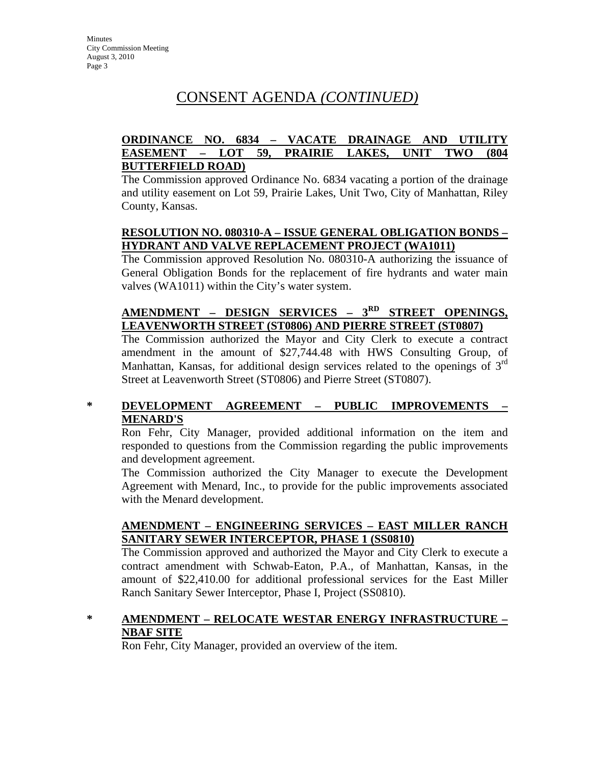## CONSENT AGENDA *(CONTINUED)*

**ORDINANCE NO. 6834 – VACATE DRAINAGE AND UTILITY EASEMENT – LOT 59, PRAIRIE LAKES, UNIT TWO (804 BUTTERFIELD ROAD)**

The Commission approved Ordinance No. 6834 vacating a portion of the drainage and utility easement on Lot 59, Prairie Lakes, Unit Two, City of Manhattan, Riley County, Kansas.

**RESOLUTION NO. 080310-A – ISSUE GENERAL OBLIGATION BONDS – HYDRANT AND VALVE REPLACEMENT PROJECT (WA1011)**

The Commission approved Resolution No. 080310-A authorizing the issuance of General Obligation Bonds for the replacement of fire hydrants and water main valves (WA1011) within the City's water system.

**AMENDMENT – DESIGN SERVICES – 3RD STREET OPENINGS, LEAVENWORTH STREET (ST0806) AND PIERRE STREET (ST0807)**

The Commission authorized the Mayor and City Clerk to execute a contract amendment in the amount of $27,744.48 with HWS Consulting Group, of Manhattan, Kansas, for additional design services related to the openings of 3rd Street at Leavenworth Street (ST0806) and Pierre Street (ST0807).

\* **DEVELOPMENT AGREEMENT – PUBLIC IMPROVEMENTS – MENARD'S**

Ron Fehr, City Manager, provided additional information on the item and responded to questions from the Commission regarding the public improvements and development agreement.

The Commission authorized the City Manager to execute the Development Agreement with Menard, Inc., to provide for the public improvements associated with the Menard development.

**AMENDMENT – ENGINEERING SERVICES – EAST MILLER RANCH SANITARY SEWER INTERCEPTOR, PHASE 1 (SS0810)**

The Commission approved and authorized the Mayor and City Clerk to execute a contract amendment with Schwab-Eaton, P.A., of Manhattan, Kansas, in the amount of $22,410.00 for additional professional services for the East Miller Ranch Sanitary Sewer Interceptor, Phase I, Project (SS0810).

\* **AMENDMENT – RELOCATE WESTAR ENERGY INFRASTRUCTURE – NBAF SITE**

Ron Fehr, City Manager, provided an overview of the item.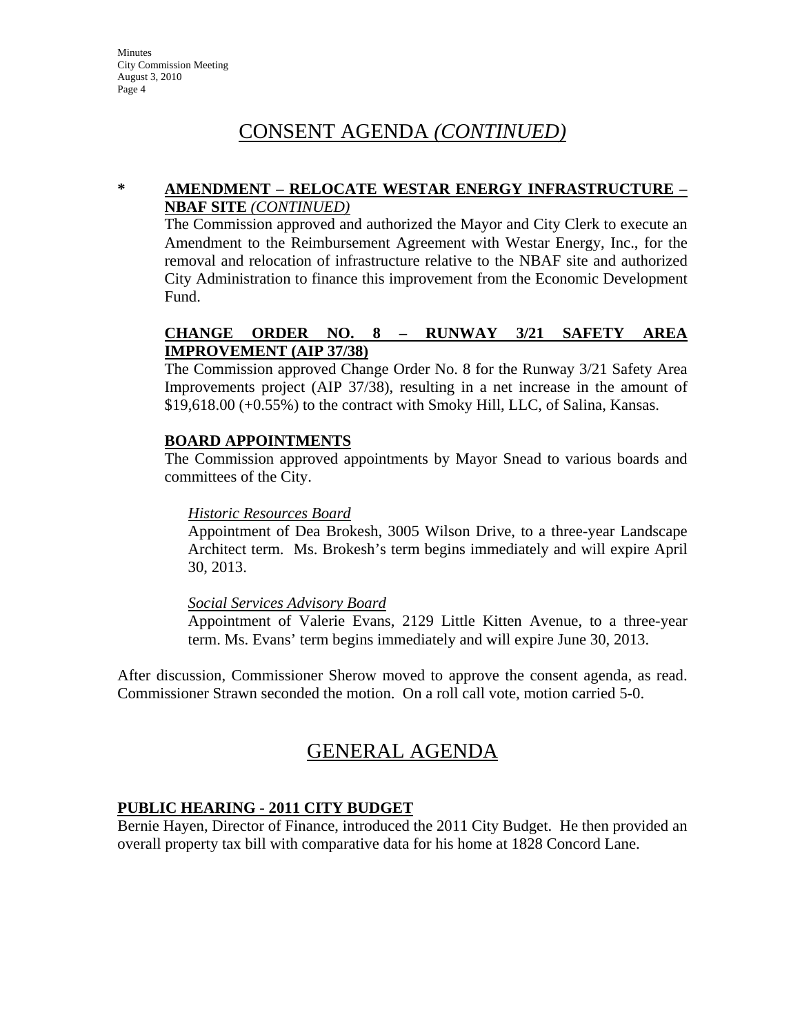# CONSENT AGENDA *(CONTINUED)*

**\* AMENDMENT – RELOCATE WESTAR ENERGY INFRASTRUCTURE – NBAF SITE** ***(CONTINUED)***

The Commission approved and authorized the Mayor and City Clerk to execute an Amendment to the Reimbursement Agreement with Westar Energy, Inc., for the removal and relocation of infrastructure relative to the NBAF site and authorized City Administration to finance this improvement from the Economic Development Fund.

**CHANGE ORDER NO. 8 – RUNWAY 3/21 SAFETY AREA IMPROVEMENT (AIP 37/38)**

The Commission approved Change Order No. 8 for the Runway 3/21 Safety Area Improvements project (AIP 37/38), resulting in a net increase in the amount of $19,618.00 (+0.55%) to the contract with Smoky Hill, LLC, of Salina, Kansas.

**BOARD APPOINTMENTS**

The Commission approved appointments by Mayor Snead to various boards and committees of the City.

*Historic Resources Board*

Appointment of Dea Brokesh, 3005 Wilson Drive, to a three-year Landscape Architect term. Ms. Brokesh's term begins immediately and will expire April 30, 2013.

*Social Services Advisory Board*

Appointment of Valerie Evans, 2129 Little Kitten Avenue, to a three-year term. Ms. Evans' term begins immediately and will expire June 30, 2013.

After discussion, Commissioner Sherow moved to approve the consent agenda, as read. Commissioner Strawn seconded the motion. On a roll call vote, motion carried 5-0.

# GENERAL AGENDA

**PUBLIC HEARING - 2011 CITY BUDGET**

Bernie Hayen, Director of Finance, introduced the 2011 City Budget. He then provided an overall property tax bill with comparative data for his home at 1828 Concord Lane.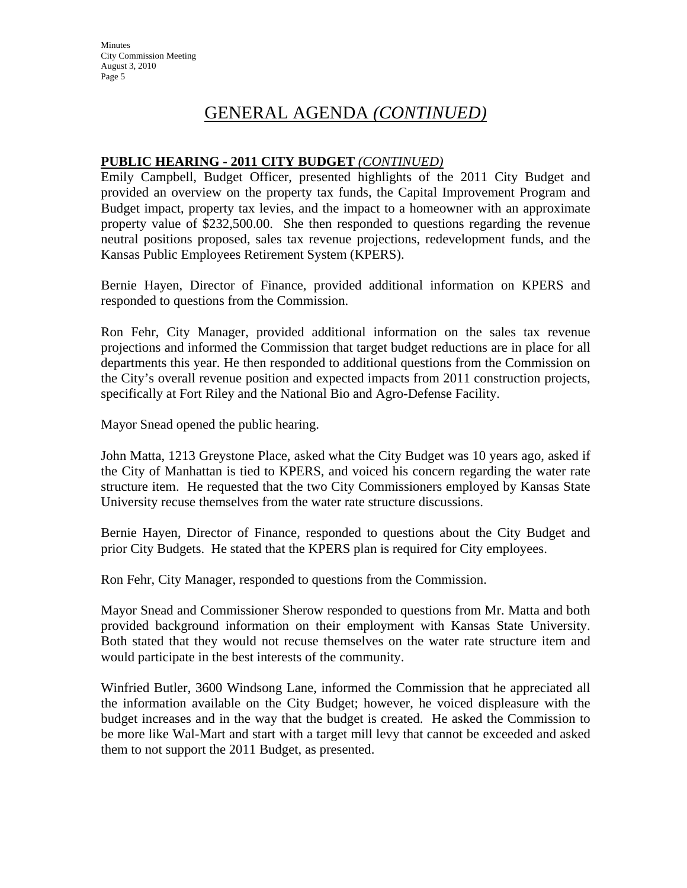# GENERAL AGENDA *(CONTINUED)*

**PUBLIC HEARING - 2011 CITY BUDGET** *(CONTINUED)*

Emily Campbell, Budget Officer, presented highlights of the 2011 City Budget and provided an overview on the property tax funds, the Capital Improvement Program and Budget impact, property tax levies, and the impact to a homeowner with an approximate property value of $232,500.00. She then responded to questions regarding the revenue neutral positions proposed, sales tax revenue projections, redevelopment funds, and the Kansas Public Employees Retirement System (KPERS).

Bernie Hayen, Director of Finance, provided additional information on KPERS and responded to questions from the Commission.

Ron Fehr, City Manager, provided additional information on the sales tax revenue projections and informed the Commission that target budget reductions are in place for all departments this year. He then responded to additional questions from the Commission on the City's overall revenue position and expected impacts from 2011 construction projects, specifically at Fort Riley and the National Bio and Agro-Defense Facility.

Mayor Snead opened the public hearing.

John Matta, 1213 Greystone Place, asked what the City Budget was 10 years ago, asked if the City of Manhattan is tied to KPERS, and voiced his concern regarding the water rate structure item. He requested that the two City Commissioners employed by Kansas State University recuse themselves from the water rate structure discussions.

Bernie Hayen, Director of Finance, responded to questions about the City Budget and prior City Budgets. He stated that the KPERS plan is required for City employees.

Ron Fehr, City Manager, responded to questions from the Commission.

Mayor Snead and Commissioner Sherow responded to questions from Mr. Matta and both provided background information on their employment with Kansas State University. Both stated that they would not recuse themselves on the water rate structure item and would participate in the best interests of the community.

Winfried Butler, 3600 Windsong Lane, informed the Commission that he appreciated all the information available on the City Budget; however, he voiced displeasure with the budget increases and in the way that the budget is created. He asked the Commission to be more like Wal-Mart and start with a target mill levy that cannot be exceeded and asked them to not support the 2011 Budget, as presented.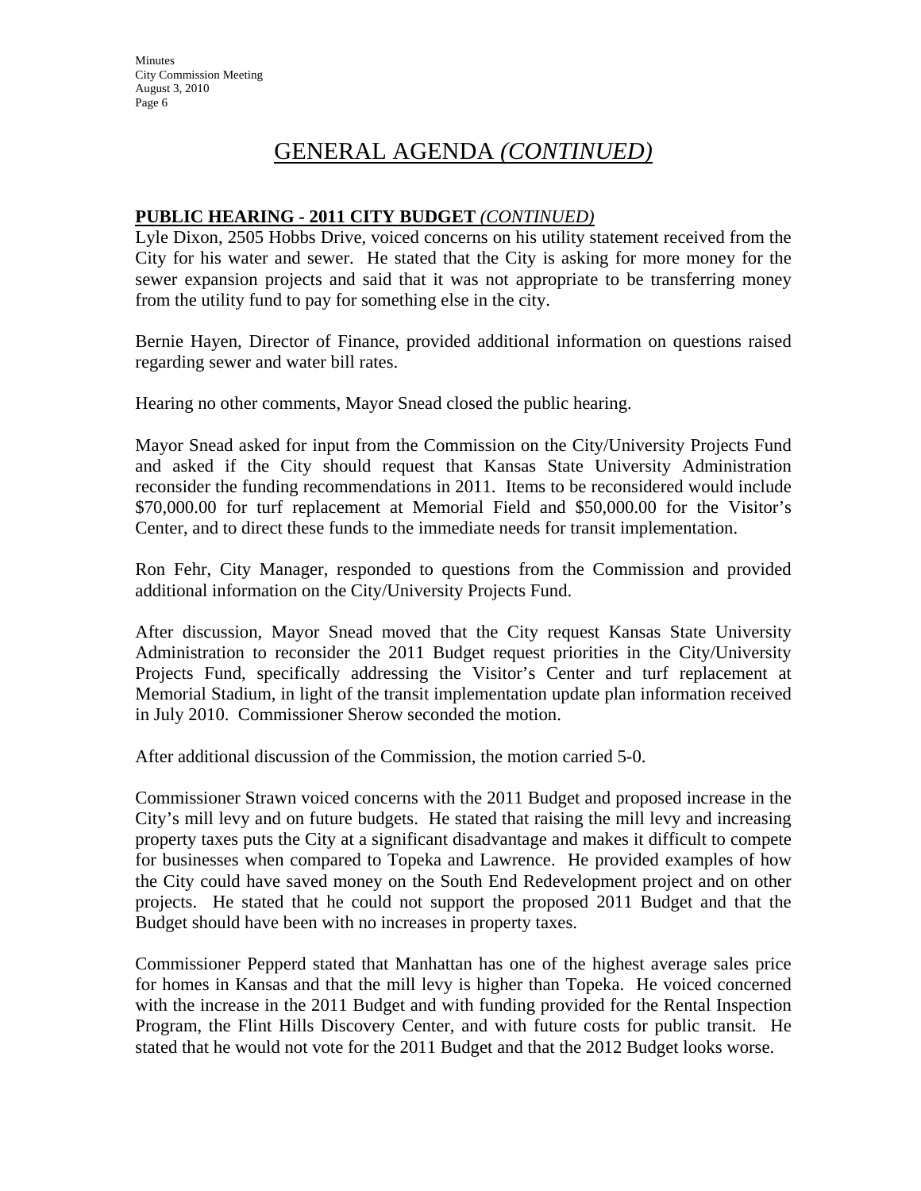# GENERAL AGENDA *(CONTINUED)*

**PUBLIC HEARING - 2011 CITY BUDGET** *(CONTINUED)*

Lyle Dixon, 2505 Hobbs Drive, voiced concerns on his utility statement received from the City for his water and sewer. He stated that the City is asking for more money for the sewer expansion projects and said that it was not appropriate to be transferring money from the utility fund to pay for something else in the city.

Bernie Hayen, Director of Finance, provided additional information on questions raised regarding sewer and water bill rates.

Hearing no other comments, Mayor Snead closed the public hearing.

Mayor Snead asked for input from the Commission on the City/University Projects Fund and asked if the City should request that Kansas State University Administration reconsider the funding recommendations in 2011. Items to be reconsidered would include \$70,000.00 for turf replacement at Memorial Field and \$50,000.00 for the Visitor's Center, and to direct these funds to the immediate needs for transit implementation.

Ron Fehr, City Manager, responded to questions from the Commission and provided additional information on the City/University Projects Fund.

After discussion, Mayor Snead moved that the City request Kansas State University Administration to reconsider the 2011 Budget request priorities in the City/University Projects Fund, specifically addressing the Visitor's Center and turf replacement at Memorial Stadium, in light of the transit implementation update plan information received in July 2010. Commissioner Sherow seconded the motion.

After additional discussion of the Commission, the motion carried 5-0.

Commissioner Strawn voiced concerns with the 2011 Budget and proposed increase in the City's mill levy and on future budgets. He stated that raising the mill levy and increasing property taxes puts the City at a significant disadvantage and makes it difficult to compete for businesses when compared to Topeka and Lawrence. He provided examples of how the City could have saved money on the South End Redevelopment project and on other projects. He stated that he could not support the proposed 2011 Budget and that the Budget should have been with no increases in property taxes.

Commissioner Pepperd stated that Manhattan has one of the highest average sales price for homes in Kansas and that the mill levy is higher than Topeka. He voiced concerned with the increase in the 2011 Budget and with funding provided for the Rental Inspection Program, the Flint Hills Discovery Center, and with future costs for public transit. He stated that he would not vote for the 2011 Budget and that the 2012 Budget looks worse.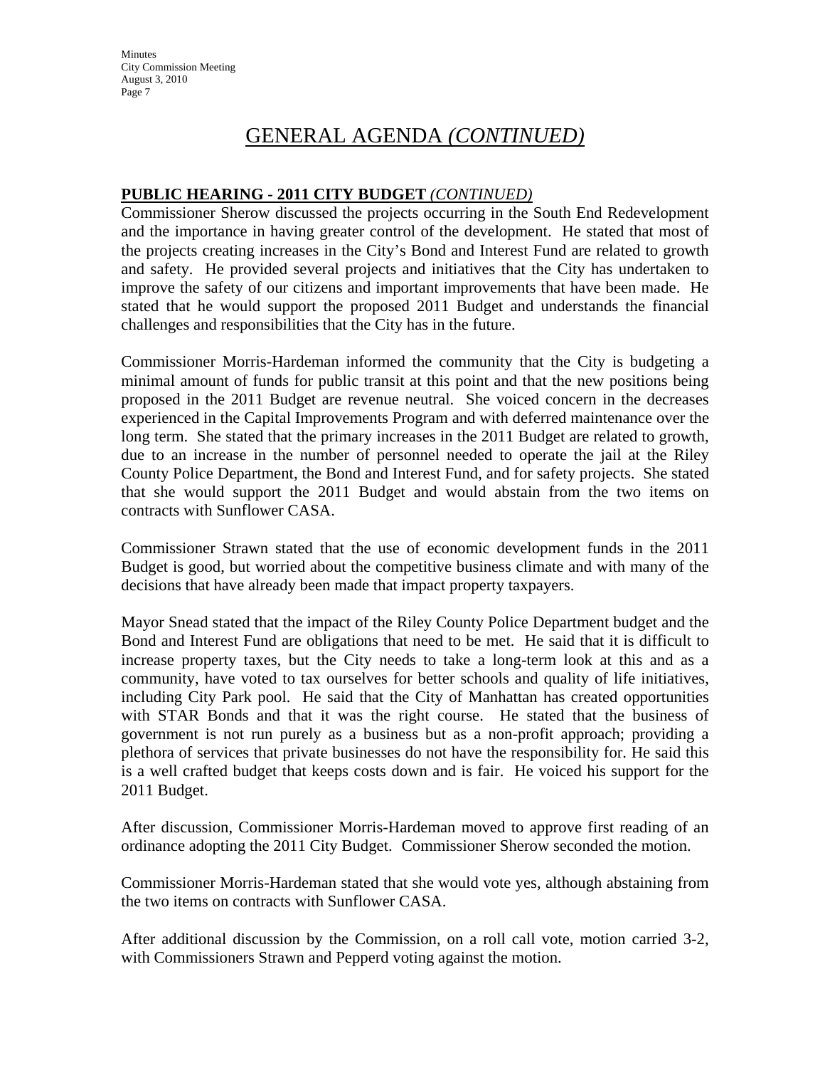# GENERAL AGENDA *(CONTINUED)*

**PUBLIC HEARING - 2011 CITY BUDGET** *(CONTINUED)*

Commissioner Sherow discussed the projects occurring in the South End Redevelopment and the importance in having greater control of the development. He stated that most of the projects creating increases in the City's Bond and Interest Fund are related to growth and safety. He provided several projects and initiatives that the City has undertaken to improve the safety of our citizens and important improvements that have been made. He stated that he would support the proposed 2011 Budget and understands the financial challenges and responsibilities that the City has in the future.

Commissioner Morris-Hardeman informed the community that the City is budgeting a minimal amount of funds for public transit at this point and that the new positions being proposed in the 2011 Budget are revenue neutral. She voiced concern in the decreases experienced in the Capital Improvements Program and with deferred maintenance over the long term. She stated that the primary increases in the 2011 Budget are related to growth, due to an increase in the number of personnel needed to operate the jail at the Riley County Police Department, the Bond and Interest Fund, and for safety projects. She stated that she would support the 2011 Budget and would abstain from the two items on contracts with Sunflower CASA.

Commissioner Strawn stated that the use of economic development funds in the 2011 Budget is good, but worried about the competitive business climate and with many of the decisions that have already been made that impact property taxpayers.

Mayor Snead stated that the impact of the Riley County Police Department budget and the Bond and Interest Fund are obligations that need to be met. He said that it is difficult to increase property taxes, but the City needs to take a long-term look at this and as a community, have voted to tax ourselves for better schools and quality of life initiatives, including City Park pool. He said that the City of Manhattan has created opportunities with STAR Bonds and that it was the right course. He stated that the business of government is not run purely as a business but as a non-profit approach; providing a plethora of services that private businesses do not have the responsibility for. He said this is a well crafted budget that keeps costs down and is fair. He voiced his support for the 2011 Budget.

After discussion, Commissioner Morris-Hardeman moved to approve first reading of an ordinance adopting the 2011 City Budget. Commissioner Sherow seconded the motion.

Commissioner Morris-Hardeman stated that she would vote yes, although abstaining from the two items on contracts with Sunflower CASA.

After additional discussion by the Commission, on a roll call vote, motion carried 3-2, with Commissioners Strawn and Pepperd voting against the motion.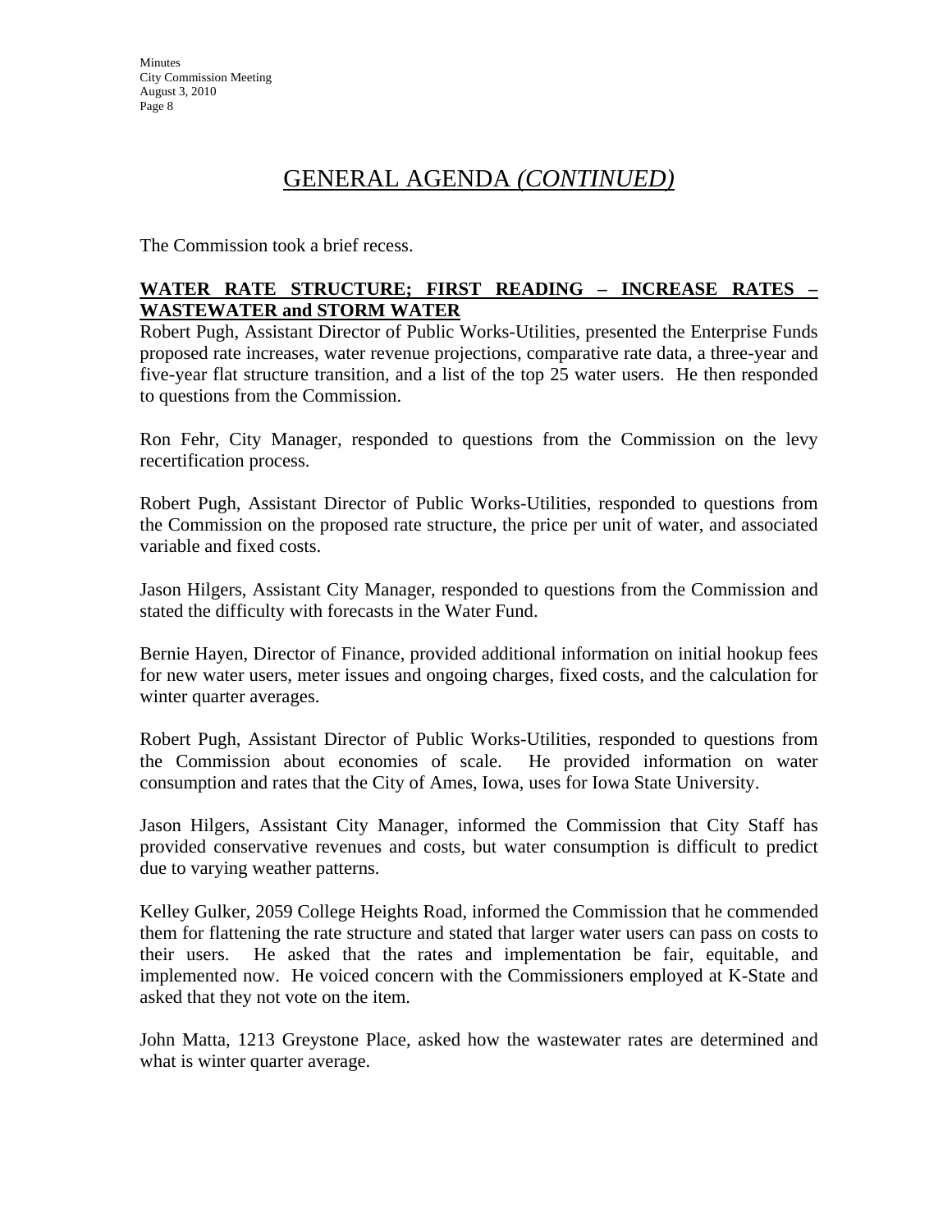## GENERAL AGENDA *(CONTINUED)*

The Commission took a brief recess.

**WATER RATE STRUCTURE; FIRST READING – INCREASE RATES – WASTEWATER and STORM WATER**

Robert Pugh, Assistant Director of Public Works-Utilities, presented the Enterprise Funds proposed rate increases, water revenue projections, comparative rate data, a three-year and five-year flat structure transition, and a list of the top 25 water users. He then responded to questions from the Commission.

Ron Fehr, City Manager, responded to questions from the Commission on the levy recertification process.

Robert Pugh, Assistant Director of Public Works-Utilities, responded to questions from the Commission on the proposed rate structure, the price per unit of water, and associated variable and fixed costs.

Jason Hilgers, Assistant City Manager, responded to questions from the Commission and stated the difficulty with forecasts in the Water Fund.

Bernie Hayen, Director of Finance, provided additional information on initial hookup fees for new water users, meter issues and ongoing charges, fixed costs, and the calculation for winter quarter averages.

Robert Pugh, Assistant Director of Public Works-Utilities, responded to questions from the Commission about economies of scale. He provided information on water consumption and rates that the City of Ames, Iowa, uses for Iowa State University.

Jason Hilgers, Assistant City Manager, informed the Commission that City Staff has provided conservative revenues and costs, but water consumption is difficult to predict due to varying weather patterns.

Kelley Gulker, 2059 College Heights Road, informed the Commission that he commended them for flattening the rate structure and stated that larger water users can pass on costs to their users. He asked that the rates and implementation be fair, equitable, and implemented now. He voiced concern with the Commissioners employed at K-State and asked that they not vote on the item.

John Matta, 1213 Greystone Place, asked how the wastewater rates are determined and what is winter quarter average.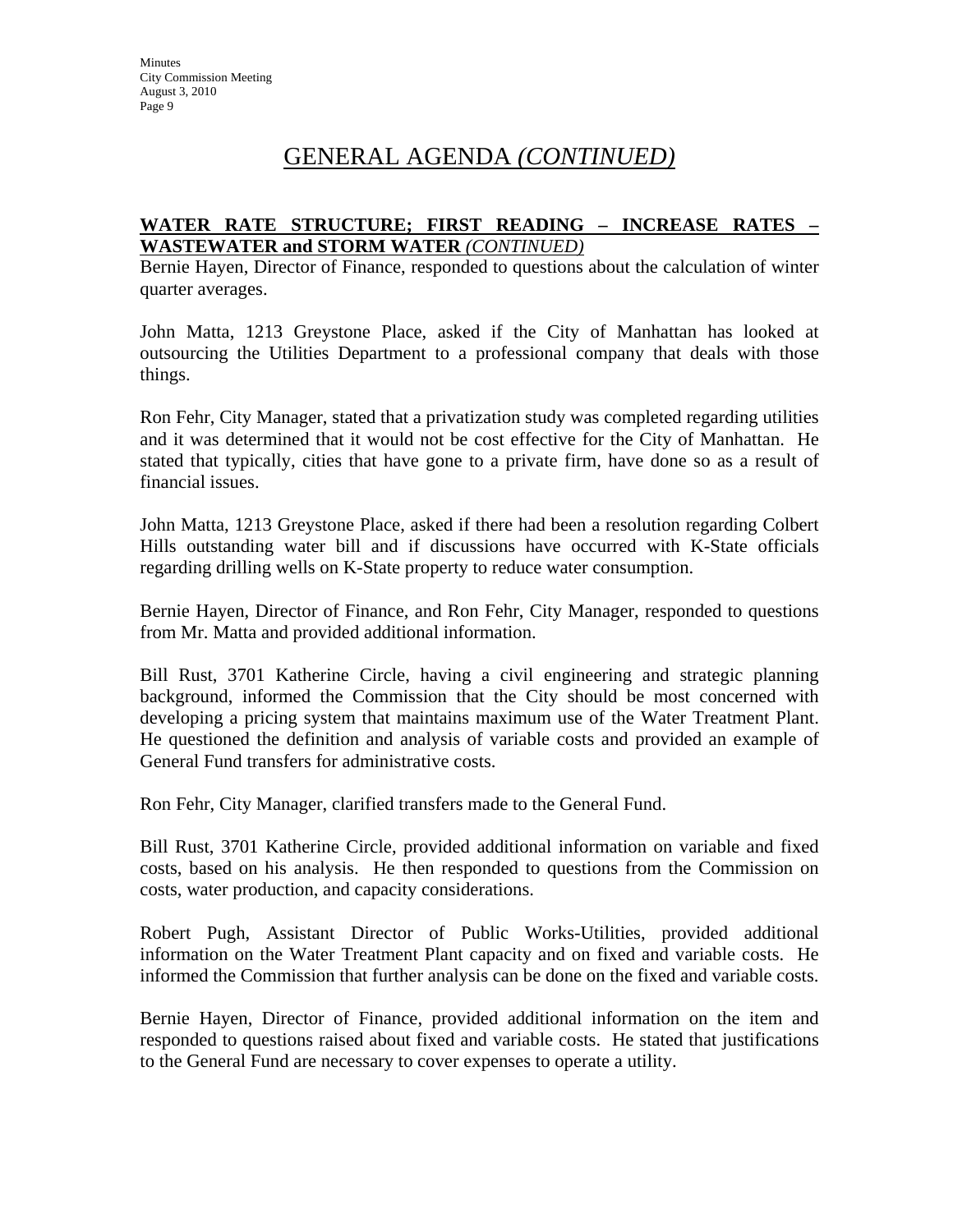# GENERAL AGENDA *(CONTINUED)*

**WATER RATE STRUCTURE; FIRST READING – INCREASE RATES – WASTEWATER and STORM WATER** *(CONTINUED)*

Bernie Hayen, Director of Finance, responded to questions about the calculation of winter quarter averages.

John Matta, 1213 Greystone Place, asked if the City of Manhattan has looked at outsourcing the Utilities Department to a professional company that deals with those things.

Ron Fehr, City Manager, stated that a privatization study was completed regarding utilities and it was determined that it would not be cost effective for the City of Manhattan. He stated that typically, cities that have gone to a private firm, have done so as a result of financial issues.

John Matta, 1213 Greystone Place, asked if there had been a resolution regarding Colbert Hills outstanding water bill and if discussions have occurred with K-State officials regarding drilling wells on K-State property to reduce water consumption.

Bernie Hayen, Director of Finance, and Ron Fehr, City Manager, responded to questions from Mr. Matta and provided additional information.

Bill Rust, 3701 Katherine Circle, having a civil engineering and strategic planning background, informed the Commission that the City should be most concerned with developing a pricing system that maintains maximum use of the Water Treatment Plant. He questioned the definition and analysis of variable costs and provided an example of General Fund transfers for administrative costs.

Ron Fehr, City Manager, clarified transfers made to the General Fund.

Bill Rust, 3701 Katherine Circle, provided additional information on variable and fixed costs, based on his analysis. He then responded to questions from the Commission on costs, water production, and capacity considerations.

Robert Pugh, Assistant Director of Public Works-Utilities, provided additional information on the Water Treatment Plant capacity and on fixed and variable costs. He informed the Commission that further analysis can be done on the fixed and variable costs.

Bernie Hayen, Director of Finance, provided additional information on the item and responded to questions raised about fixed and variable costs. He stated that justifications to the General Fund are necessary to cover expenses to operate a utility.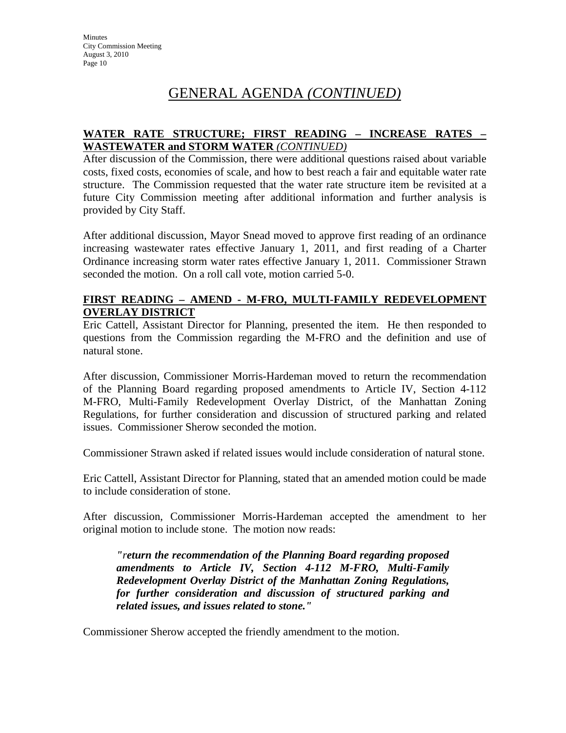# GENERAL AGENDA *(CONTINUED)*

**WATER RATE STRUCTURE; FIRST READING – INCREASE RATES – WASTEWATER and STORM WATER** ***(CONTINUED)***

After discussion of the Commission, there were additional questions raised about variable costs, fixed costs, economies of scale, and how to best reach a fair and equitable water rate structure. The Commission requested that the water rate structure item be revisited at a future City Commission meeting after additional information and further analysis is provided by City Staff.

After additional discussion, Mayor Snead moved to approve first reading of an ordinance increasing wastewater rates effective January 1, 2011, and first reading of a Charter Ordinance increasing storm water rates effective January 1, 2011. Commissioner Strawn seconded the motion. On a roll call vote, motion carried 5-0.

**FIRST READING – AMEND - M-FRO, MULTI-FAMILY REDEVELOPMENT OVERLAY DISTRICT**

Eric Cattell, Assistant Director for Planning, presented the item. He then responded to questions from the Commission regarding the M-FRO and the definition and use of natural stone.

After discussion, Commissioner Morris-Hardeman moved to return the recommendation of the Planning Board regarding proposed amendments to Article IV, Section 4-112 M-FRO, Multi-Family Redevelopment Overlay District, of the Manhattan Zoning Regulations, for further consideration and discussion of structured parking and related issues. Commissioner Sherow seconded the motion.

Commissioner Strawn asked if related issues would include consideration of natural stone.

Eric Cattell, Assistant Director for Planning, stated that an amended motion could be made to include consideration of stone.

After discussion, Commissioner Morris-Hardeman accepted the amendment to her original motion to include stone. The motion now reads:

> ***"return the recommendation of the Planning Board regarding proposed amendments to Article IV, Section 4-112 M-FRO, Multi-Family Redevelopment Overlay District of the Manhattan Zoning Regulations, for further consideration and discussion of structured parking and related issues, and issues related to stone."***

Commissioner Sherow accepted the friendly amendment to the motion.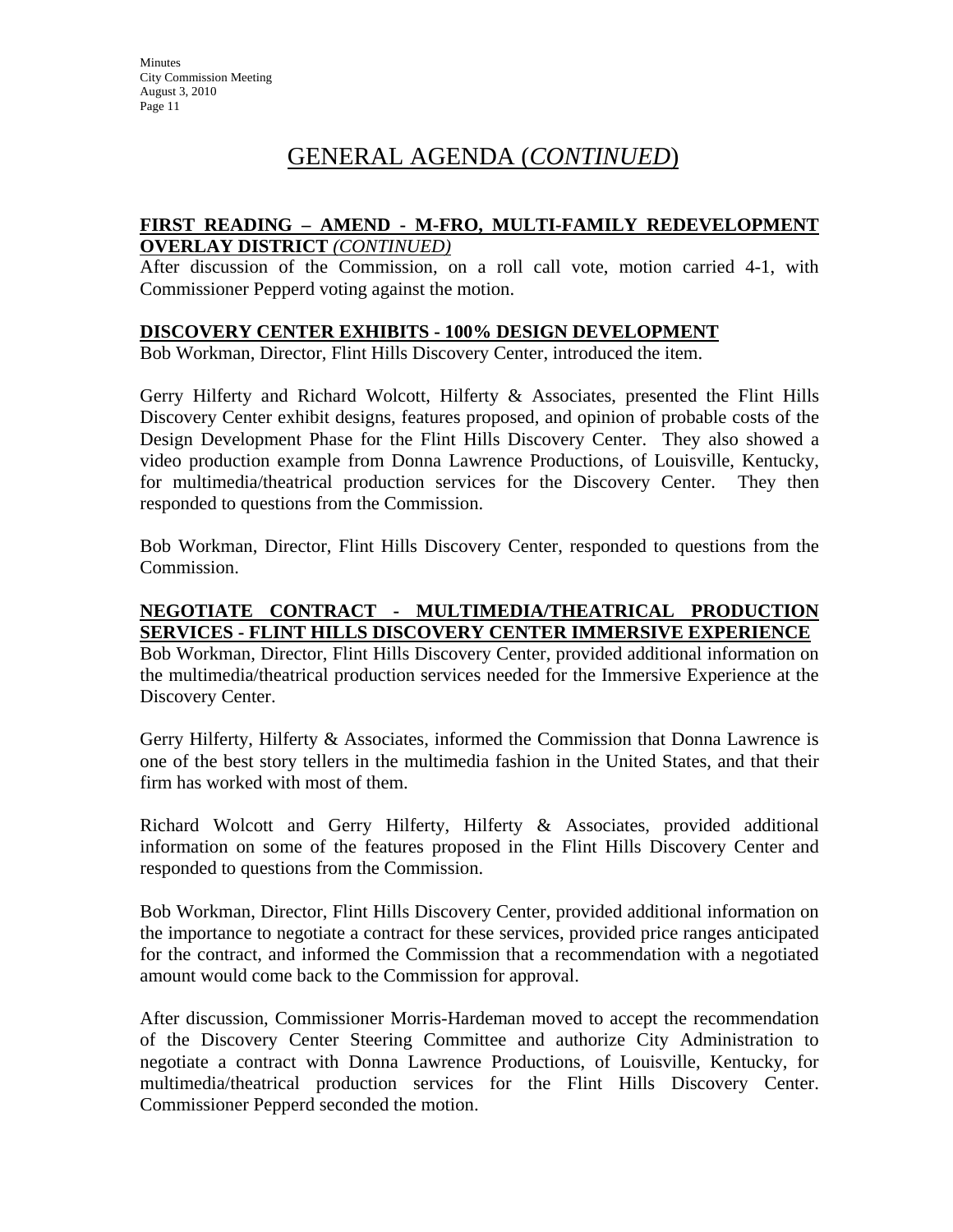# GENERAL AGENDA (*CONTINUED*)

**FIRST READING – AMEND - M-FRO, MULTI-FAMILY REDEVELOPMENT OVERLAY DISTRICT *(CONTINUED)***

After discussion of the Commission, on a roll call vote, motion carried 4-1, with Commissioner Pepperd voting against the motion.

**DISCOVERY CENTER EXHIBITS - 100% DESIGN DEVELOPMENT**

Bob Workman, Director, Flint Hills Discovery Center, introduced the item.

Gerry Hilferty and Richard Wolcott, Hilferty & Associates, presented the Flint Hills Discovery Center exhibit designs, features proposed, and opinion of probable costs of the Design Development Phase for the Flint Hills Discovery Center. They also showed a video production example from Donna Lawrence Productions, of Louisville, Kentucky, for multimedia/theatrical production services for the Discovery Center. They then responded to questions from the Commission.

Bob Workman, Director, Flint Hills Discovery Center, responded to questions from the Commission.

**NEGOTIATE CONTRACT - MULTIMEDIA/THEATRICAL PRODUCTION SERVICES - FLINT HILLS DISCOVERY CENTER IMMERSIVE EXPERIENCE**

Bob Workman, Director, Flint Hills Discovery Center, provided additional information on the multimedia/theatrical production services needed for the Immersive Experience at the Discovery Center.

Gerry Hilferty, Hilferty & Associates, informed the Commission that Donna Lawrence is one of the best story tellers in the multimedia fashion in the United States, and that their firm has worked with most of them.

Richard Wolcott and Gerry Hilferty, Hilferty & Associates, provided additional information on some of the features proposed in the Flint Hills Discovery Center and responded to questions from the Commission.

Bob Workman, Director, Flint Hills Discovery Center, provided additional information on the importance to negotiate a contract for these services, provided price ranges anticipated for the contract, and informed the Commission that a recommendation with a negotiated amount would come back to the Commission for approval.

After discussion, Commissioner Morris-Hardeman moved to accept the recommendation of the Discovery Center Steering Committee and authorize City Administration to negotiate a contract with Donna Lawrence Productions, of Louisville, Kentucky, for multimedia/theatrical production services for the Flint Hills Discovery Center. Commissioner Pepperd seconded the motion.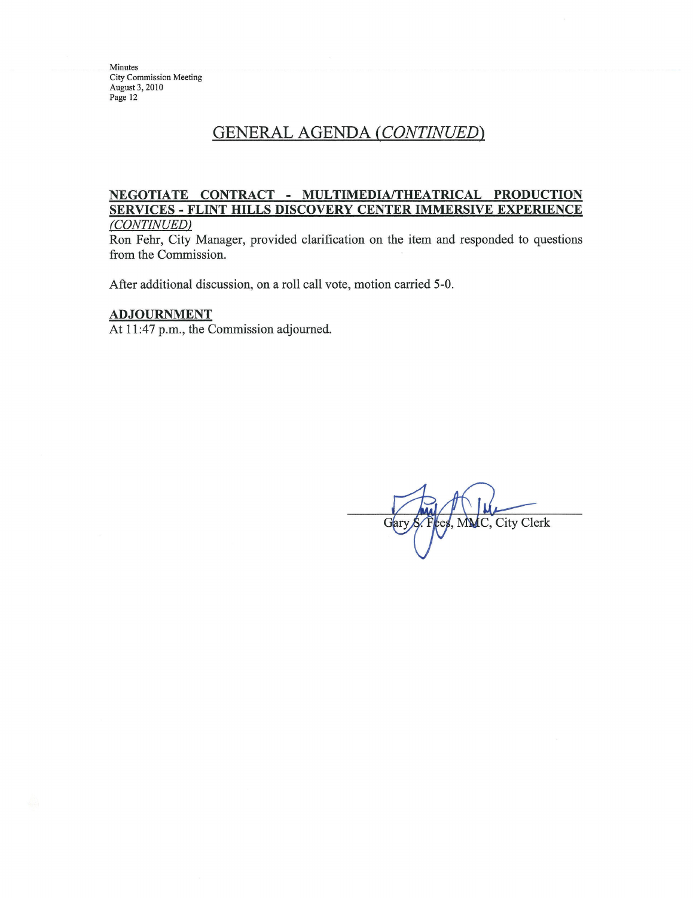## GENERAL AGENDA *(CONTINUED)*

**NEGOTIATE CONTRACT - MULTIMEDIA/THEATRICAL PRODUCTION SERVICES - FLINT HILLS DISCOVERY CENTER IMMERSIVE EXPERIENCE** *(CONTINUED)*

Ron Fehr, City Manager, provided clarification on the item and responded to questions from the Commission.

After additional discussion, on a roll call vote, motion carried 5-0.

**ADJOURNMENT**

At 11:47 p.m., the Commission adjourned.

Gary S. Fees, MMC, City Clerk